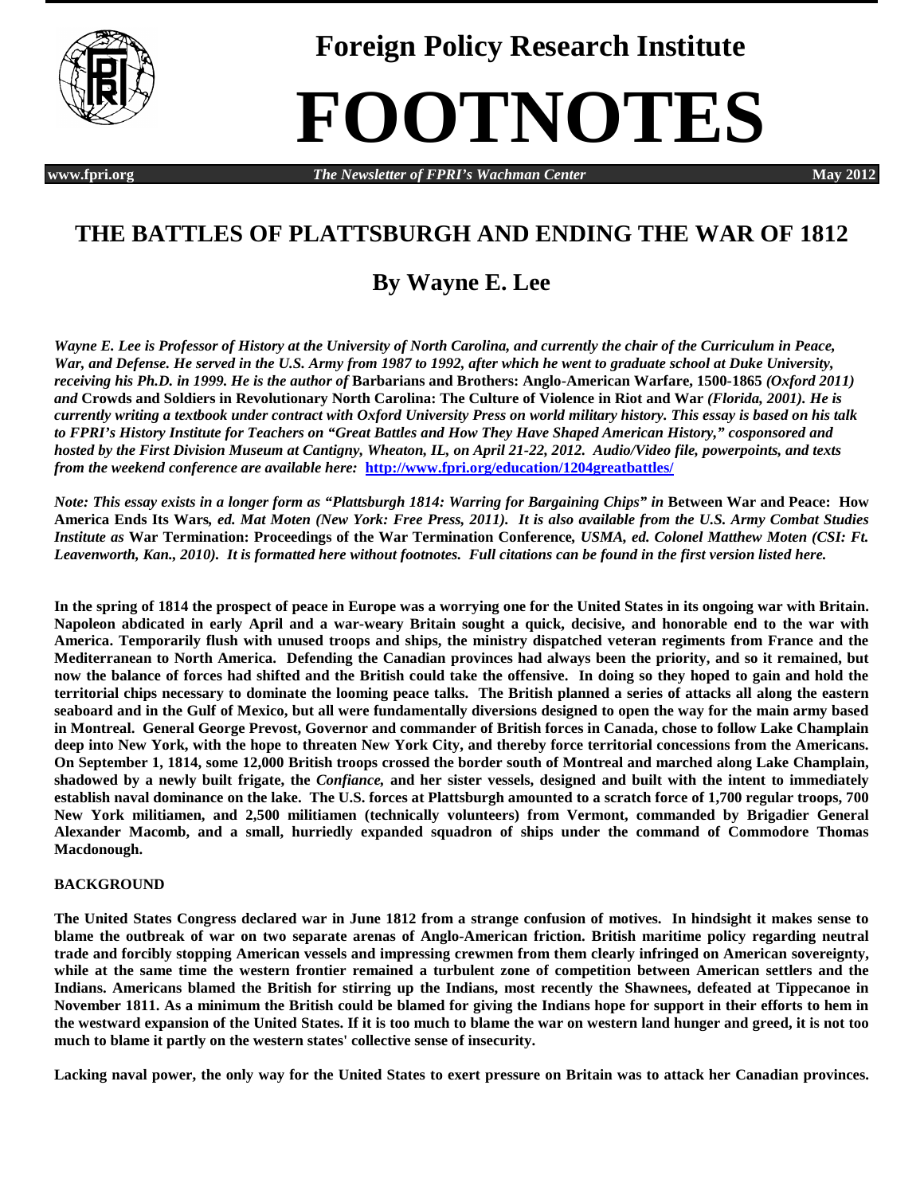# Foreign Policy Research Institute

# FOOTNOTES

**www.fpri.org** *The Newsletter of FPRI's Wachman Center* **May 2012**

## THE BATTLES OF PLATTSBURGH AND ENDING THE WAR OF 1812

## By Wayne E. Lee

***Wayne E. Lee is Professor of History at the University of North Carolina, and currently the chair of the Curriculum in Peace, War, and Defense. He served in the U.S. Army from 1987 to 1992, after which he went to graduate school at Duke University, receiving his Ph.D. in 1999. He is the author of* Barbarians and Brothers: Anglo-American Warfare, 1500-1865 *(Oxford 2011) and* Crowds and Soldiers in Revolutionary North Carolina: The Culture of Violence in Riot and War *(Florida, 2001). He is currently writing a textbook under contract with Oxford University Press on world military history. This essay is based on his talk to FPRI's History Institute for Teachers on "Great Battles and How They Have Shaped American History," cosponsored and hosted by the First Division Museum at Cantigny, Wheaton, IL, on April 21-22, 2012. Audio/Video file, powerpoints, and texts from the weekend conference are available here:* http://www.fpri.org/education/1204greatbattles/**

***Note: This essay exists in a longer form as "Plattsburgh 1814: Warring for Bargaining Chips" in* Between War and Peace: How America Ends Its Wars, *ed. Mat Moten (New York: Free Press, 2011). It is also available from the U.S. Army Combat Studies Institute as* War Termination: Proceedings of the War Termination Conference, *USMA, ed. Colonel Matthew Moten (CSI: Ft. Leavenworth, Kan., 2010). It is formatted here without footnotes. Full citations can be found in the first version listed here.***

**In the spring of 1814 the prospect of peace in Europe was a worrying one for the United States in its ongoing war with Britain. Napoleon abdicated in early April and a war-weary Britain sought a quick, decisive, and honorable end to the war with America. Temporarily flush with unused troops and ships, the ministry dispatched veteran regiments from France and the Mediterranean to North America. Defending the Canadian provinces had always been the priority, and so it remained, but now the balance of forces had shifted and the British could take the offensive. In doing so they hoped to gain and hold the territorial chips necessary to dominate the looming peace talks. The British planned a series of attacks all along the eastern seaboard and in the Gulf of Mexico, but all were fundamentally diversions designed to open the way for the main army based in Montreal. General George Prevost, Governor and commander of British forces in Canada, chose to follow Lake Champlain deep into New York, with the hope to threaten New York City, and thereby force territorial concessions from the Americans. On September 1, 1814, some 12,000 British troops crossed the border south of Montreal and marched along Lake Champlain, shadowed by a newly built frigate, the *Confiance,* and her sister vessels, designed and built with the intent to immediately establish naval dominance on the lake. The U.S. forces at Plattsburgh amounted to a scratch force of 1,700 regular troops, 700 New York militiamen, and 2,500 militiamen (technically volunteers) from Vermont, commanded by Brigadier General Alexander Macomb, and a small, hurriedly expanded squadron of ships under the command of Commodore Thomas Macdonough.**

**BACKGROUND**

**The United States Congress declared war in June 1812 from a strange confusion of motives. In hindsight it makes sense to blame the outbreak of war on two separate arenas of Anglo-American friction. British maritime policy regarding neutral trade and forcibly stopping American vessels and impressing crewmen from them clearly infringed on American sovereignty, while at the same time the western frontier remained a turbulent zone of competition between American settlers and the Indians. Americans blamed the British for stirring up the Indians, most recently the Shawnees, defeated at Tippecanoe in November 1811. As a minimum the British could be blamed for giving the Indians hope for support in their efforts to hem in the westward expansion of the United States. If it is too much to blame the war on western land hunger and greed, it is not too much to blame it partly on the western states' collective sense of insecurity.**

**Lacking naval power, the only way for the United States to exert pressure on Britain was to attack her Canadian provinces.**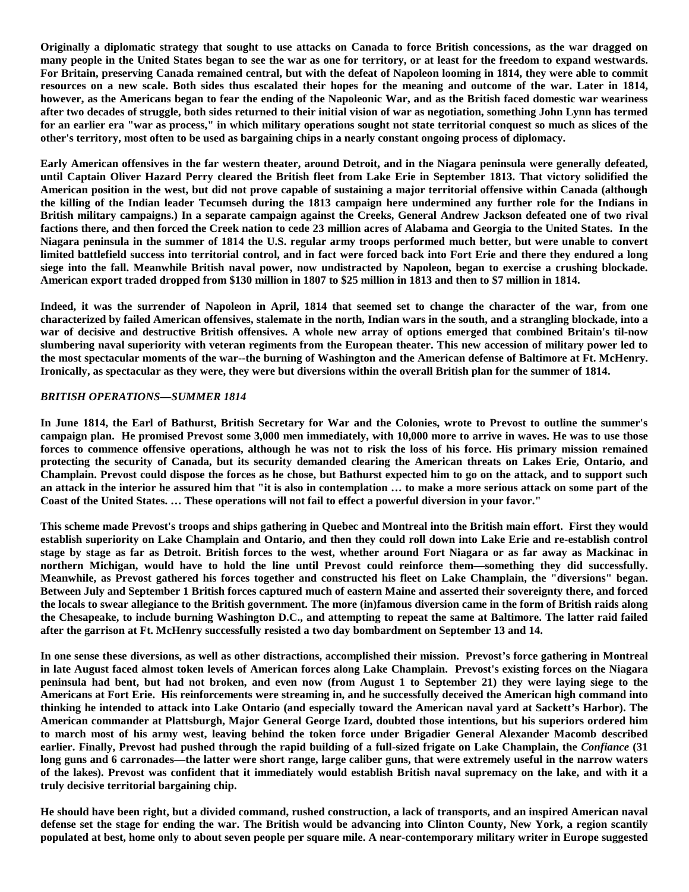**Originally a diplomatic strategy that sought to use attacks on Canada to force British concessions, as the war dragged on many people in the United States began to see the war as one for territory, or at least for the freedom to expand westwards. For Britain, preserving Canada remained central, but with the defeat of Napoleon looming in 1814, they were able to commit resources on a new scale. Both sides thus escalated their hopes for the meaning and outcome of the war. Later in 1814, however, as the Americans began to fear the ending of the Napoleonic War, and as the British faced domestic war weariness after two decades of struggle, both sides returned to their initial vision of war as negotiation, something John Lynn has termed for an earlier era "war as process," in which military operations sought not state territorial conquest so much as slices of the other's territory, most often to be used as bargaining chips in a nearly constant ongoing process of diplomacy.**

**Early American offensives in the far western theater, around Detroit, and in the Niagara peninsula were generally defeated, until Captain Oliver Hazard Perry cleared the British fleet from Lake Erie in September 1813. That victory solidified the American position in the west, but did not prove capable of sustaining a major territorial offensive within Canada (although the killing of the Indian leader Tecumseh during the 1813 campaign here undermined any further role for the Indians in British military campaigns.) In a separate campaign against the Creeks, General Andrew Jackson defeated one of two rival factions there, and then forced the Creek nation to cede 23 million acres of Alabama and Georgia to the United States. In the Niagara peninsula in the summer of 1814 the U.S. regular army troops performed much better, but were unable to convert limited battlefield success into territorial control, and in fact were forced back into Fort Erie and there they endured a long siege into the fall. Meanwhile British naval power, now undistracted by Napoleon, began to exercise a crushing blockade. American export traded dropped from $130 million in 1807 to $25 million in 1813 and then to $7 million in 1814.**

**Indeed, it was the surrender of Napoleon in April, 1814 that seemed set to change the character of the war, from one characterized by failed American offensives, stalemate in the north, Indian wars in the south, and a strangling blockade, into a war of decisive and destructive British offensives. A whole new array of options emerged that combined Britain's til-now slumbering naval superiority with veteran regiments from the European theater. This new accession of military power led to the most spectacular moments of the war--the burning of Washington and the American defense of Baltimore at Ft. McHenry. Ironically, as spectacular as they were, they were but diversions within the overall British plan for the summer of 1814.**

### *BRITISH OPERATIONS—SUMMER 1814*

**In June 1814, the Earl of Bathurst, British Secretary for War and the Colonies, wrote to Prevost to outline the summer's campaign plan. He promised Prevost some 3,000 men immediately, with 10,000 more to arrive in waves. He was to use those forces to commence offensive operations, although he was not to risk the loss of his force. His primary mission remained protecting the security of Canada, but its security demanded clearing the American threats on Lakes Erie, Ontario, and Champlain. Prevost could dispose the forces as he chose, but Bathurst expected him to go on the attack, and to support such an attack in the interior he assured him that "it is also in contemplation … to make a more serious attack on some part of the Coast of the United States. … These operations will not fail to effect a powerful diversion in your favor."**

**This scheme made Prevost's troops and ships gathering in Quebec and Montreal into the British main effort. First they would establish superiority on Lake Champlain and Ontario, and then they could roll down into Lake Erie and re-establish control stage by stage as far as Detroit. British forces to the west, whether around Fort Niagara or as far away as Mackinac in northern Michigan, would have to hold the line until Prevost could reinforce them—something they did successfully. Meanwhile, as Prevost gathered his forces together and constructed his fleet on Lake Champlain, the "diversions" began. Between July and September 1 British forces captured much of eastern Maine and asserted their sovereignty there, and forced the locals to swear allegiance to the British government. The more (in)famous diversion came in the form of British raids along the Chesapeake, to include burning Washington D.C., and attempting to repeat the same at Baltimore. The latter raid failed after the garrison at Ft. McHenry successfully resisted a two day bombardment on September 13 and 14.**

**In one sense these diversions, as well as other distractions, accomplished their mission. Prevost's force gathering in Montreal in late August faced almost token levels of American forces along Lake Champlain. Prevost's existing forces on the Niagara peninsula had bent, but had not broken, and even now (from August 1 to September 21) they were laying siege to the Americans at Fort Erie. His reinforcements were streaming in, and he successfully deceived the American high command into thinking he intended to attack into Lake Ontario (and especially toward the American naval yard at Sackett's Harbor). The American commander at Plattsburgh, Major General George Izard, doubted those intentions, but his superiors ordered him to march most of his army west, leaving behind the token force under Brigadier General Alexander Macomb described earlier. Finally, Prevost had pushed through the rapid building of a full-sized frigate on Lake Champlain, the *Confiance* (31 long guns and 6 carronades—the latter were short range, large caliber guns, that were extremely useful in the narrow waters of the lakes). Prevost was confident that it immediately would establish British naval supremacy on the lake, and with it a truly decisive territorial bargaining chip.**

**He should have been right, but a divided command, rushed construction, a lack of transports, and an inspired American naval defense set the stage for ending the war. The British would be advancing into Clinton County, New York, a region scantily populated at best, home only to about seven people per square mile. A near-contemporary military writer in Europe suggested**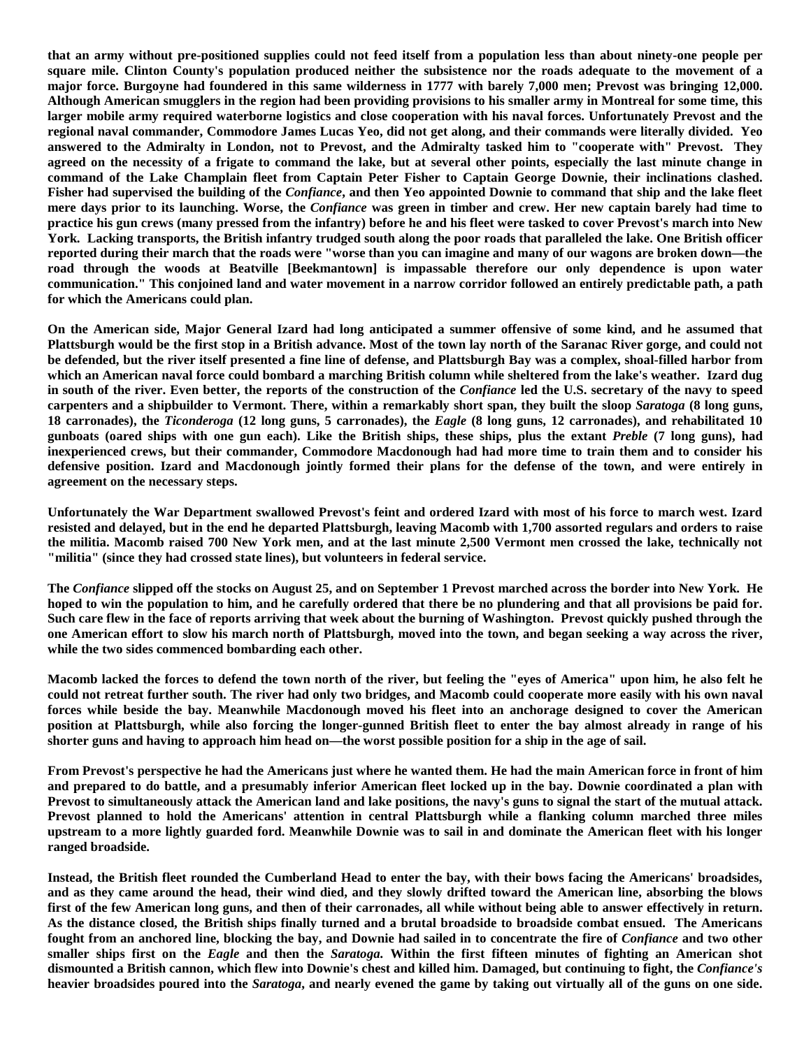**that an army without pre-positioned supplies could not feed itself from a population less than about ninety-one people per square mile. Clinton County's population produced neither the subsistence nor the roads adequate to the movement of a major force. Burgoyne had foundered in this same wilderness in 1777 with barely 7,000 men; Prevost was bringing 12,000. Although American smugglers in the region had been providing provisions to his smaller army in Montreal for some time, this larger mobile army required waterborne logistics and close cooperation with his naval forces. Unfortunately Prevost and the regional naval commander, Commodore James Lucas Yeo, did not get along, and their commands were literally divided. Yeo answered to the Admiralty in London, not to Prevost, and the Admiralty tasked him to "cooperate with" Prevost. They agreed on the necessity of a frigate to command the lake, but at several other points, especially the last minute change in command of the Lake Champlain fleet from Captain Peter Fisher to Captain George Downie, their inclinations clashed. Fisher had supervised the building of the *Confiance*, and then Yeo appointed Downie to command that ship and the lake fleet mere days prior to its launching. Worse, the *Confiance* was green in timber and crew. Her new captain barely had time to practice his gun crews (many pressed from the infantry) before he and his fleet were tasked to cover Prevost's march into New York. Lacking transports, the British infantry trudged south along the poor roads that paralleled the lake. One British officer reported during their march that the roads were "worse than you can imagine and many of our wagons are broken down—the road through the woods at Beatville [Beekmantown] is impassable therefore our only dependence is upon water communication." This conjoined land and water movement in a narrow corridor followed an entirely predictable path, a path for which the Americans could plan.**

**On the American side, Major General Izard had long anticipated a summer offensive of some kind, and he assumed that Plattsburgh would be the first stop in a British advance. Most of the town lay north of the Saranac River gorge, and could not be defended, but the river itself presented a fine line of defense, and Plattsburgh Bay was a complex, shoal-filled harbor from which an American naval force could bombard a marching British column while sheltered from the lake's weather. Izard dug in south of the river. Even better, the reports of the construction of the *Confiance* led the U.S. secretary of the navy to speed carpenters and a shipbuilder to Vermont. There, within a remarkably short span, they built the sloop *Saratoga* (8 long guns, 18 carronades), the *Ticonderoga* (12 long guns, 5 carronades), the *Eagle* (8 long guns, 12 carronades), and rehabilitated 10 gunboats (oared ships with one gun each). Like the British ships, these ships, plus the extant *Preble* (7 long guns), had inexperienced crews, but their commander, Commodore Macdonough had had more time to train them and to consider his defensive position. Izard and Macdonough jointly formed their plans for the defense of the town, and were entirely in agreement on the necessary steps.**

**Unfortunately the War Department swallowed Prevost's feint and ordered Izard with most of his force to march west. Izard resisted and delayed, but in the end he departed Plattsburgh, leaving Macomb with 1,700 assorted regulars and orders to raise the militia. Macomb raised 700 New York men, and at the last minute 2,500 Vermont men crossed the lake, technically not "militia" (since they had crossed state lines), but volunteers in federal service.**

**The *Confiance* slipped off the stocks on August 25, and on September 1 Prevost marched across the border into New York. He hoped to win the population to him, and he carefully ordered that there be no plundering and that all provisions be paid for. Such care flew in the face of reports arriving that week about the burning of Washington. Prevost quickly pushed through the one American effort to slow his march north of Plattsburgh, moved into the town, and began seeking a way across the river, while the two sides commenced bombarding each other.**

**Macomb lacked the forces to defend the town north of the river, but feeling the "eyes of America" upon him, he also felt he could not retreat further south. The river had only two bridges, and Macomb could cooperate more easily with his own naval forces while beside the bay. Meanwhile Macdonough moved his fleet into an anchorage designed to cover the American position at Plattsburgh, while also forcing the longer-gunned British fleet to enter the bay almost already in range of his shorter guns and having to approach him head on—the worst possible position for a ship in the age of sail.**

**From Prevost's perspective he had the Americans just where he wanted them. He had the main American force in front of him and prepared to do battle, and a presumably inferior American fleet locked up in the bay. Downie coordinated a plan with Prevost to simultaneously attack the American land and lake positions, the navy's guns to signal the start of the mutual attack. Prevost planned to hold the Americans' attention in central Plattsburgh while a flanking column marched three miles upstream to a more lightly guarded ford. Meanwhile Downie was to sail in and dominate the American fleet with his longer ranged broadside.**

**Instead, the British fleet rounded the Cumberland Head to enter the bay, with their bows facing the Americans' broadsides, and as they came around the head, their wind died, and they slowly drifted toward the American line, absorbing the blows first of the few American long guns, and then of their carronades, all while without being able to answer effectively in return. As the distance closed, the British ships finally turned and a brutal broadside to broadside combat ensued. The Americans fought from an anchored line, blocking the bay, and Downie had sailed in to concentrate the fire of *Confiance* and two other smaller ships first on the *Eagle* and then the *Saratoga.* Within the first fifteen minutes of fighting an American shot dismounted a British cannon, which flew into Downie's chest and killed him. Damaged, but continuing to fight, the *Confiance's* heavier broadsides poured into the *Saratoga*, and nearly evened the game by taking out virtually all of the guns on one side.**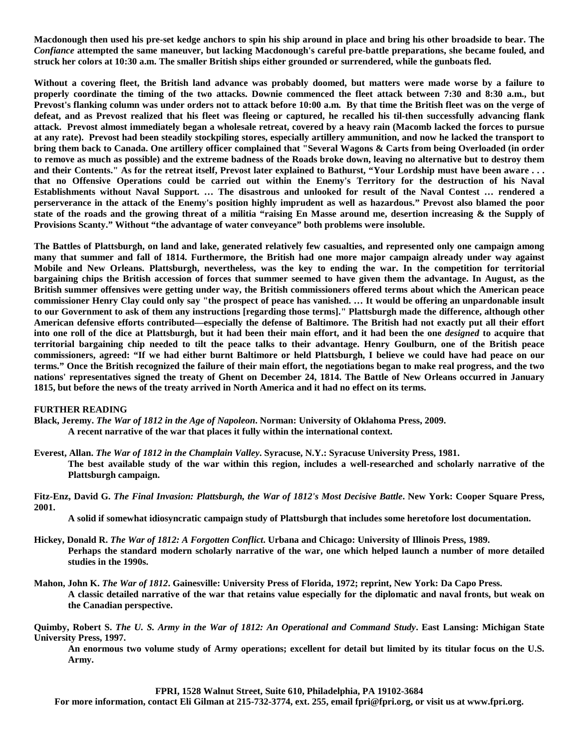**Macdonough then used his pre-set kedge anchors to spin his ship around in place and bring his other broadside to bear. The *Confiance* attempted the same maneuver, but lacking Macdonough's careful pre-battle preparations, she became fouled, and struck her colors at 10:30 a.m. The smaller British ships either grounded or surrendered, while the gunboats fled.**

**Without a covering fleet, the British land advance was probably doomed, but matters were made worse by a failure to properly coordinate the timing of the two attacks. Downie commenced the fleet attack between 7:30 and 8:30 a.m., but Prevost's flanking column was under orders not to attack before 10:00 a.m. By that time the British fleet was on the verge of defeat, and as Prevost realized that his fleet was fleeing or captured, he recalled his til-then successfully advancing flank attack. Prevost almost immediately began a wholesale retreat, covered by a heavy rain (Macomb lacked the forces to pursue at any rate). Prevost had been steadily stockpiling stores, especially artillery ammunition, and now he lacked the transport to bring them back to Canada. One artillery officer complained that "Several Wagons & Carts from being Overloaded (in order to remove as much as possible) and the extreme badness of the Roads broke down, leaving no alternative but to destroy them and their Contents." As for the retreat itself, Prevost later explained to Bathurst, "Your Lordship must have been aware . . . that no Offensive Operations could be carried out within the Enemy's Territory for the destruction of his Naval Establishments without Naval Support. … The disastrous and unlooked for result of the Naval Contest … rendered a perserverance in the attack of the Enemy's position highly imprudent as well as hazardous." Prevost also blamed the poor state of the roads and the growing threat of a militia "raising En Masse around me, desertion increasing & the Supply of Provisions Scanty." Without "the advantage of water conveyance" both problems were insoluble.**

**The Battles of Plattsburgh, on land and lake, generated relatively few casualties, and represented only one campaign among many that summer and fall of 1814. Furthermore, the British had one more major campaign already under way against Mobile and New Orleans. Plattsburgh, nevertheless, was the key to ending the war. In the competition for territorial bargaining chips the British accession of forces that summer seemed to have given them the advantage. In August, as the British summer offensives were getting under way, the British commissioners offered terms about which the American peace commissioner Henry Clay could only say "the prospect of peace has vanished. … It would be offering an unpardonable insult to our Government to ask of them any instructions [regarding those terms]." Plattsburgh made the difference, although other American defensive efforts contributed—especially the defense of Baltimore. The British had not exactly put all their effort into one roll of the dice at Plattsburgh, but it had been their main effort, and it had been the one *designed* to acquire that territorial bargaining chip needed to tilt the peace talks to their advantage. Henry Goulburn, one of the British peace commissioners, agreed: "If we had either burnt Baltimore or held Plattsburgh, I believe we could have had peace on our terms." Once the British recognized the failure of their main effort, the negotiations began to make real progress, and the two nations' representatives signed the treaty of Ghent on December 24, 1814. The Battle of New Orleans occurred in January 1815, but before the news of the treaty arrived in North America and it had no effect on its terms.**

## FURTHER READING

**Black, Jeremy. *The War of 1812 in the Age of Napoleon*. Norman: University of Oklahoma Press, 2009.**
**A recent narrative of the war that places it fully within the international context.**

**Everest, Allan. *The War of 1812 in the Champlain Valley*. Syracuse, N.Y.: Syracuse University Press, 1981.**
**The best available study of the war within this region, includes a well-researched and scholarly narrative of the Plattsburgh campaign.**

**Fitz-Enz, David G. *The Final Invasion: Plattsburgh, the War of 1812's Most Decisive Battle*. New York: Cooper Square Press, 2001.**
**A solid if somewhat idiosyncratic campaign study of Plattsburgh that includes some heretofore lost documentation.**

**Hickey, Donald R. *The War of 1812: A Forgotten Conflict*. Urbana and Chicago: University of Illinois Press, 1989.**
**Perhaps the standard modern scholarly narrative of the war, one which helped launch a number of more detailed studies in the 1990s.**

**Mahon, John K. *The War of 1812*. Gainesville: University Press of Florida, 1972; reprint, New York: Da Capo Press.**
**A classic detailed narrative of the war that retains value especially for the diplomatic and naval fronts, but weak on the Canadian perspective.**

**Quimby, Robert S. *The U. S. Army in the War of 1812: An Operational and Command Study*. East Lansing: Michigan State University Press, 1997.**
**An enormous two volume study of Army operations; excellent for detail but limited by its titular focus on the U.S. Army.**

**FPRI, 1528 Walnut Street, Suite 610, Philadelphia, PA 19102-3684**
**For more information, contact Eli Gilman at 215-732-3774, ext. 255, email fpri@fpri.org, or visit us at www.fpri.org.**